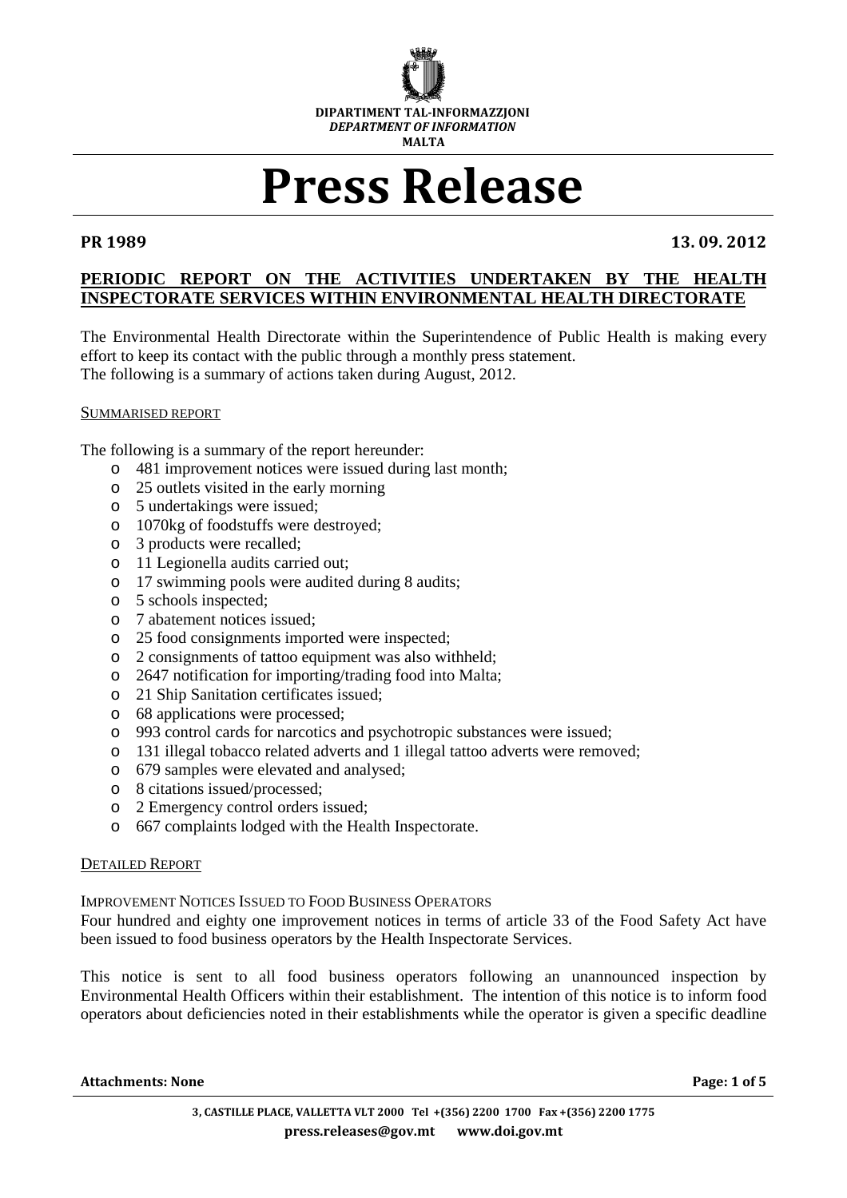DIPARTIMENT TAL-INFORMAZZJONI
*DEPARTMENT OF INFORMATION*
MALTA

# Press Release

**PR 1989** **13. 09. 2012**

## PERIODIC REPORT ON THE ACTIVITIES UNDERTAKEN BY THE HEALTH INSPECTORATE SERVICES WITHIN ENVIRONMENTAL HEALTH DIRECTORATE

The Environmental Health Directorate within the Superintendence of Public Health is making every effort to keep its contact with the public through a monthly press statement.
The following is a summary of actions taken during August, 2012.

### SUMMARISED REPORT

The following is a summary of the report hereunder:

- 481 improvement notices were issued during last month;
- 25 outlets visited in the early morning
- 5 undertakings were issued;
- 1070kg of foodstuffs were destroyed;
- 3 products were recalled;
- 11 Legionella audits carried out;
- 17 swimming pools were audited during 8 audits;
- 5 schools inspected;
- 7 abatement notices issued;
- 25 food consignments imported were inspected;
- 2 consignments of tattoo equipment was also withheld;
- 2647 notification for importing/trading food into Malta;
- 21 Ship Sanitation certificates issued;
- 68 applications were processed;
- 993 control cards for narcotics and psychotropic substances were issued;
- 131 illegal tobacco related adverts and 1 illegal tattoo adverts were removed;
- 679 samples were elevated and analysed;
- 8 citations issued/processed;
- 2 Emergency control orders issued;
- 667 complaints lodged with the Health Inspectorate.

### DETAILED REPORT

IMPROVEMENT NOTICES ISSUED TO FOOD BUSINESS OPERATORS

Four hundred and eighty one improvement notices in terms of article 33 of the Food Safety Act have been issued to food business operators by the Health Inspectorate Services.

This notice is sent to all food business operators following an unannounced inspection by Environmental Health Officers within their establishment. The intention of this notice is to inform food operators about deficiencies noted in their establishments while the operator is given a specific deadline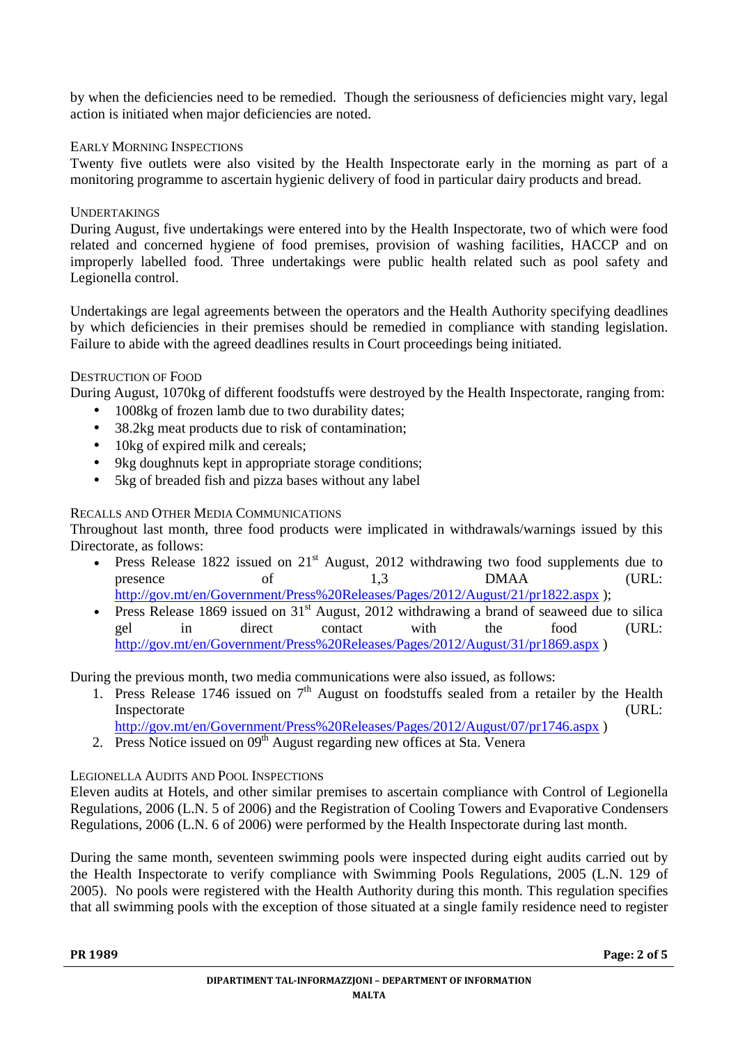by when the deficiencies need to be remedied. Though the seriousness of deficiencies might vary, legal action is initiated when major deficiencies are noted.

### Early Morning Inspections

Twenty five outlets were also visited by the Health Inspectorate early in the morning as part of a monitoring programme to ascertain hygienic delivery of food in particular dairy products and bread.

### Undertakings

During August, five undertakings were entered into by the Health Inspectorate, two of which were food related and concerned hygiene of food premises, provision of washing facilities, HACCP and on improperly labelled food. Three undertakings were public health related such as pool safety and Legionella control.

Undertakings are legal agreements between the operators and the Health Authority specifying deadlines by which deficiencies in their premises should be remedied in compliance with standing legislation. Failure to abide with the agreed deadlines results in Court proceedings being initiated.

### Destruction of Food

During August, 1070kg of different foodstuffs were destroyed by the Health Inspectorate, ranging from:

- 1008kg of frozen lamb due to two durability dates;
- 38.2kg meat products due to risk of contamination;
- 10kg of expired milk and cereals;
- 9kg doughnuts kept in appropriate storage conditions;
- 5kg of breaded fish and pizza bases without any label

### Recalls and Other Media Communications

Throughout last month, three food products were implicated in withdrawals/warnings issued by this Directorate, as follows:

- Press Release 1822 issued on 21st August, 2012 withdrawing two food supplements due to presence of 1,3 DMAA (URL: http://gov.mt/en/Government/Press%20Releases/Pages/2012/August/21/pr1822.aspx );
- Press Release 1869 issued on 31st August, 2012 withdrawing a brand of seaweed due to silica gel in direct contact with the food (URL: http://gov.mt/en/Government/Press%20Releases/Pages/2012/August/31/pr1869.aspx )

During the previous month, two media communications were also issued, as follows:

1. Press Release 1746 issued on 7th August on foodstuffs sealed from a retailer by the Health Inspectorate (URL: http://gov.mt/en/Government/Press%20Releases/Pages/2012/August/07/pr1746.aspx )
2. Press Notice issued on 09th August regarding new offices at Sta. Venera

### Legionella Audits and Pool Inspections

Eleven audits at Hotels, and other similar premises to ascertain compliance with Control of Legionella Regulations, 2006 (L.N. 5 of 2006) and the Registration of Cooling Towers and Evaporative Condensers Regulations, 2006 (L.N. 6 of 2006) were performed by the Health Inspectorate during last month.

During the same month, seventeen swimming pools were inspected during eight audits carried out by the Health Inspectorate to verify compliance with Swimming Pools Regulations, 2005 (L.N. 129 of 2005). No pools were registered with the Health Authority during this month. This regulation specifies that all swimming pools with the exception of those situated at a single family residence need to register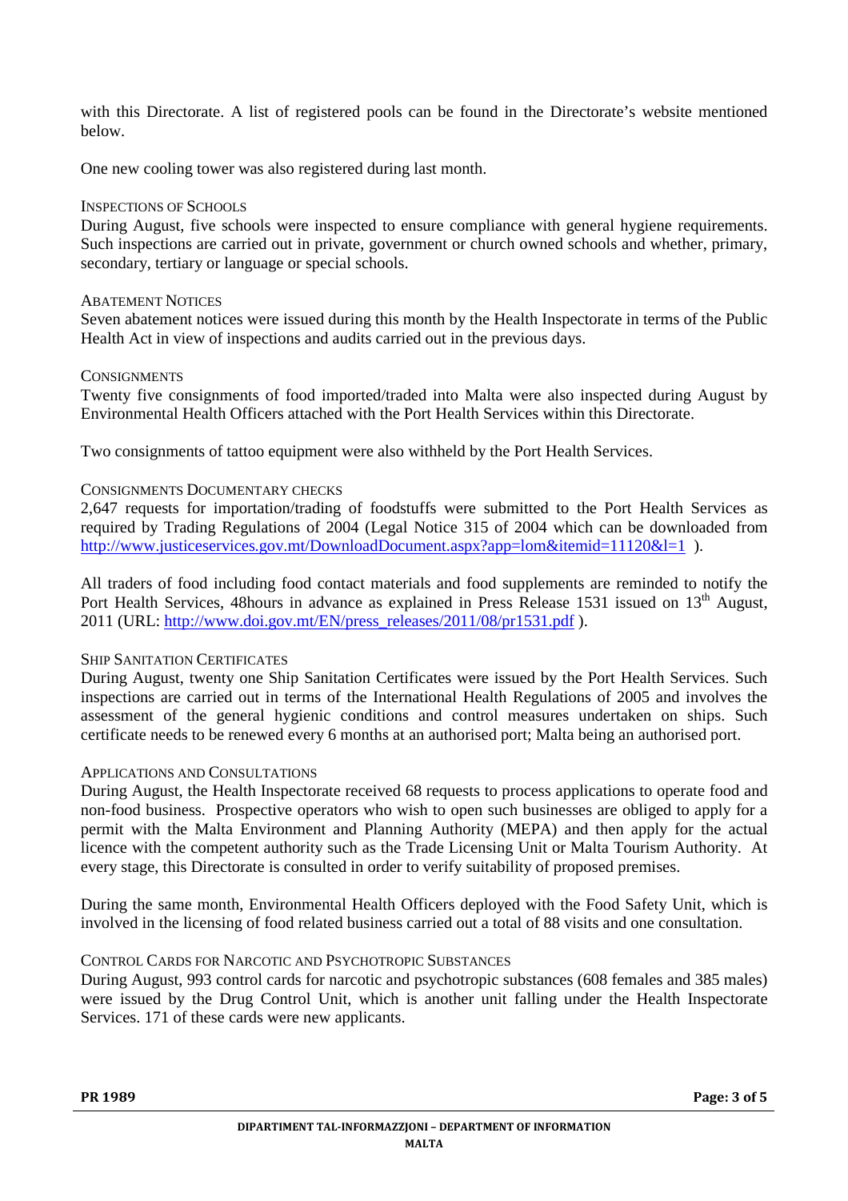with this Directorate. A list of registered pools can be found in the Directorate's website mentioned below.

One new cooling tower was also registered during last month.

### Inspections of Schools

During August, five schools were inspected to ensure compliance with general hygiene requirements. Such inspections are carried out in private, government or church owned schools and whether, primary, secondary, tertiary or language or special schools.

### Abatement Notices

Seven abatement notices were issued during this month by the Health Inspectorate in terms of the Public Health Act in view of inspections and audits carried out in the previous days.

### Consignments

Twenty five consignments of food imported/traded into Malta were also inspected during August by Environmental Health Officers attached with the Port Health Services within this Directorate.

Two consignments of tattoo equipment were also withheld by the Port Health Services.

### Consignments Documentary Checks

2,647 requests for importation/trading of foodstuffs were submitted to the Port Health Services as required by Trading Regulations of 2004 (Legal Notice 315 of 2004 which can be downloaded from http://www.justiceservices.gov.mt/DownloadDocument.aspx?app=lom&itemid=11120&l=1 ).

All traders of food including food contact materials and food supplements are reminded to notify the Port Health Services, 48hours in advance as explained in Press Release 1531 issued on 13th August, 2011 (URL: http://www.doi.gov.mt/EN/press_releases/2011/08/pr1531.pdf ).

### Ship Sanitation Certificates

During August, twenty one Ship Sanitation Certificates were issued by the Port Health Services. Such inspections are carried out in terms of the International Health Regulations of 2005 and involves the assessment of the general hygienic conditions and control measures undertaken on ships. Such certificate needs to be renewed every 6 months at an authorised port; Malta being an authorised port.

### Applications and Consultations

During August, the Health Inspectorate received 68 requests to process applications to operate food and non-food business. Prospective operators who wish to open such businesses are obliged to apply for a permit with the Malta Environment and Planning Authority (MEPA) and then apply for the actual licence with the competent authority such as the Trade Licensing Unit or Malta Tourism Authority. At every stage, this Directorate is consulted in order to verify suitability of proposed premises.

During the same month, Environmental Health Officers deployed with the Food Safety Unit, which is involved in the licensing of food related business carried out a total of 88 visits and one consultation.

### Control Cards for Narcotic and Psychotropic Substances

During August, 993 control cards for narcotic and psychotropic substances (608 females and 385 males) were issued by the Drug Control Unit, which is another unit falling under the Health Inspectorate Services. 171 of these cards were new applicants.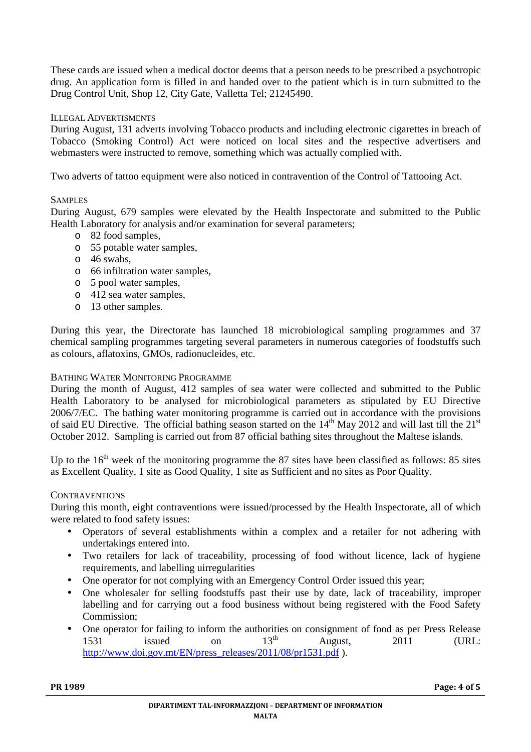These cards are issued when a medical doctor deems that a person needs to be prescribed a psychotropic drug. An application form is filled in and handed over to the patient which is in turn submitted to the Drug Control Unit, Shop 12, City Gate, Valletta Tel; 21245490.

### Illegal Advertisments

During August, 131 adverts involving Tobacco products and including electronic cigarettes in breach of Tobacco (Smoking Control) Act were noticed on local sites and the respective advertisers and webmasters were instructed to remove, something which was actually complied with.

Two adverts of tattoo equipment were also noticed in contravention of the Control of Tattooing Act.

### Samples

During August, 679 samples were elevated by the Health Inspectorate and submitted to the Public Health Laboratory for analysis and/or examination for several parameters;

- 82 food samples,
- 55 potable water samples,
- 46 swabs,
- 66 infiltration water samples,
- 5 pool water samples,
- 412 sea water samples,
- 13 other samples.

During this year, the Directorate has launched 18 microbiological sampling programmes and 37 chemical sampling programmes targeting several parameters in numerous categories of foodstuffs such as colours, aflatoxins, GMOs, radionucleides, etc.

### Bathing Water Monitoring Programme

During the month of August, 412 samples of sea water were collected and submitted to the Public Health Laboratory to be analysed for microbiological parameters as stipulated by EU Directive 2006/7/EC. The bathing water monitoring programme is carried out in accordance with the provisions of said EU Directive. The official bathing season started on the 14th May 2012 and will last till the 21st October 2012. Sampling is carried out from 87 official bathing sites throughout the Maltese islands.

Up to the 16th week of the monitoring programme the 87 sites have been classified as follows: 85 sites as Excellent Quality, 1 site as Good Quality, 1 site as Sufficient and no sites as Poor Quality.

### Contraventions

During this month, eight contraventions were issued/processed by the Health Inspectorate, all of which were related to food safety issues:

- Operators of several establishments within a complex and a retailer for not adhering with undertakings entered into.
- Two retailers for lack of traceability, processing of food without licence, lack of hygiene requirements, and labelling uirregularities
- One operator for not complying with an Emergency Control Order issued this year;
- One wholesaler for selling foodstuffs past their use by date, lack of traceability, improper labelling and for carrying out a food business without being registered with the Food Safety Commission;
- One operator for failing to inform the authorities on consignment of food as per Press Release 1531 issued on 13th August, 2011 (URL: http://www.doi.gov.mt/EN/press_releases/2011/08/pr1531.pdf ).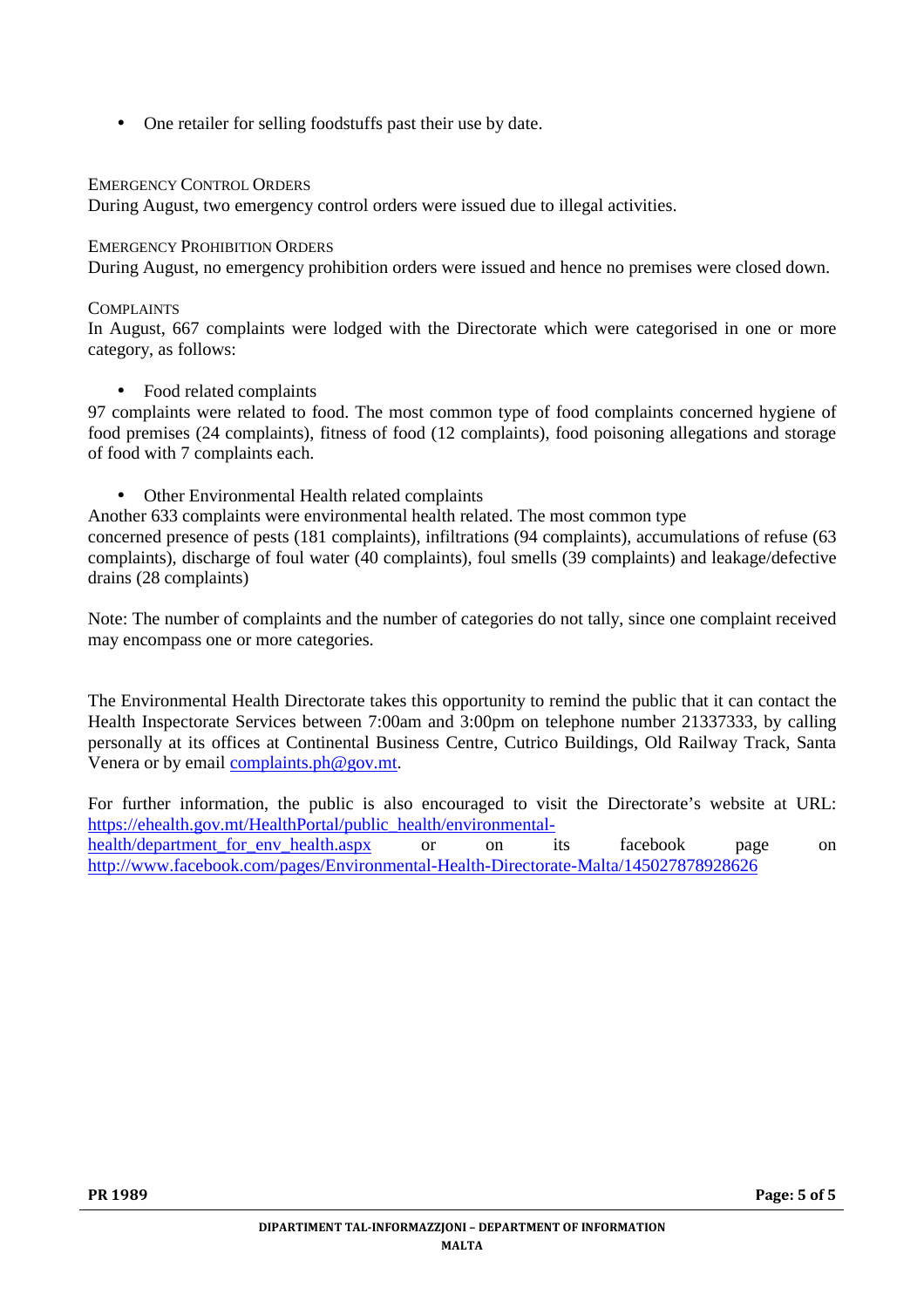- One retailer for selling foodstuffs past their use by date.

EMERGENCY CONTROL ORDERS

During August, two emergency control orders were issued due to illegal activities.

EMERGENCY PROHIBITION ORDERS

During August, no emergency prohibition orders were issued and hence no premises were closed down.

COMPLAINTS

In August, 667 complaints were lodged with the Directorate which were categorised in one or more category, as follows:

- Food related complaints

97 complaints were related to food. The most common type of food complaints concerned hygiene of food premises (24 complaints), fitness of food (12 complaints), food poisoning allegations and storage of food with 7 complaints each.

- Other Environmental Health related complaints

Another 633 complaints were environmental health related. The most common type concerned presence of pests (181 complaints), infiltrations (94 complaints), accumulations of refuse (63 complaints), discharge of foul water (40 complaints), foul smells (39 complaints) and leakage/defective drains (28 complaints)

Note: The number of complaints and the number of categories do not tally, since one complaint received may encompass one or more categories.

The Environmental Health Directorate takes this opportunity to remind the public that it can contact the Health Inspectorate Services between 7:00am and 3:00pm on telephone number 21337333, by calling personally at its offices at Continental Business Centre, Cutrico Buildings, Old Railway Track, Santa Venera or by email complaints.ph@gov.mt.

For further information, the public is also encouraged to visit the Directorate's website at URL: https://ehealth.gov.mt/HealthPortal/public_health/environmental-health/department_for_env_health.aspx or on its facebook page on http://www.facebook.com/pages/Environmental-Health-Directorate-Malta/145027878928626

PR 1989

DIPARTIMENT TAL-INFORMAZZJONI – DEPARTMENT OF INFORMATION
MALTA